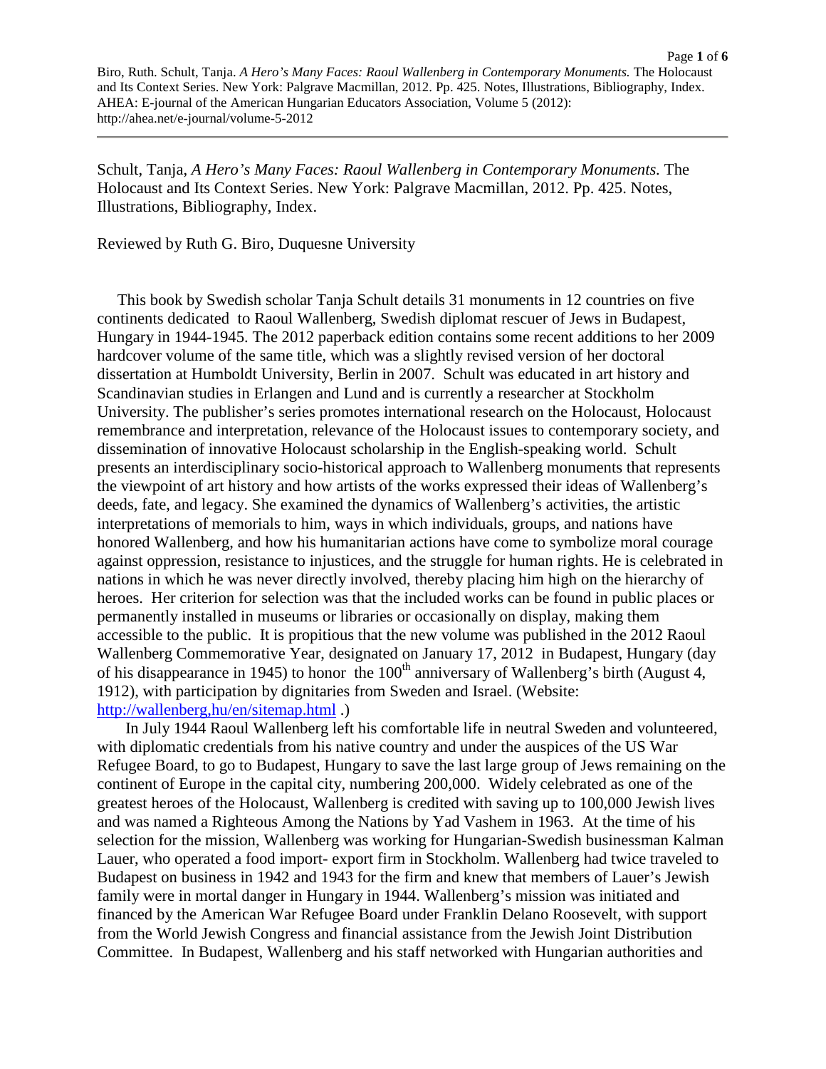Schult, Tanja, *A Hero's Many Faces: Raoul Wallenberg in Contemporary Monuments.* The Holocaust and Its Context Series. New York: Palgrave Macmillan, 2012. Pp. 425. Notes, Illustrations, Bibliography, Index.

Reviewed by Ruth G. Biro, Duquesne University

This book by Swedish scholar Tanja Schult details 31 monuments in 12 countries on five continents dedicated to Raoul Wallenberg, Swedish diplomat rescuer of Jews in Budapest, Hungary in 1944-1945. The 2012 paperback edition contains some recent additions to her 2009 hardcover volume of the same title, which was a slightly revised version of her doctoral dissertation at Humboldt University, Berlin in 2007. Schult was educated in art history and Scandinavian studies in Erlangen and Lund and is currently a researcher at Stockholm University. The publisher's series promotes international research on the Holocaust, Holocaust remembrance and interpretation, relevance of the Holocaust issues to contemporary society, and dissemination of innovative Holocaust scholarship in the English-speaking world. Schult presents an interdisciplinary socio-historical approach to Wallenberg monuments that represents the viewpoint of art history and how artists of the works expressed their ideas of Wallenberg's deeds, fate, and legacy. She examined the dynamics of Wallenberg's activities, the artistic interpretations of memorials to him, ways in which individuals, groups, and nations have honored Wallenberg, and how his humanitarian actions have come to symbolize moral courage against oppression, resistance to injustices, and the struggle for human rights. He is celebrated in nations in which he was never directly involved, thereby placing him high on the hierarchy of heroes. Her criterion for selection was that the included works can be found in public places or permanently installed in museums or libraries or occasionally on display, making them accessible to the public. It is propitious that the new volume was published in the 2012 Raoul Wallenberg Commemorative Year, designated on January 17, 2012 in Budapest, Hungary (day of his disappearance in 1945) to honor the 100th anniversary of Wallenberg's birth (August 4, 1912), with participation by dignitaries from Sweden and Israel. (Website: http://wallenberg,hu/en/sitemap.html .)

In July 1944 Raoul Wallenberg left his comfortable life in neutral Sweden and volunteered, with diplomatic credentials from his native country and under the auspices of the US War Refugee Board, to go to Budapest, Hungary to save the last large group of Jews remaining on the continent of Europe in the capital city, numbering 200,000. Widely celebrated as one of the greatest heroes of the Holocaust, Wallenberg is credited with saving up to 100,000 Jewish lives and was named a Righteous Among the Nations by Yad Vashem in 1963. At the time of his selection for the mission, Wallenberg was working for Hungarian-Swedish businessman Kalman Lauer, who operated a food import- export firm in Stockholm. Wallenberg had twice traveled to Budapest on business in 1942 and 1943 for the firm and knew that members of Lauer's Jewish family were in mortal danger in Hungary in 1944. Wallenberg's mission was initiated and financed by the American War Refugee Board under Franklin Delano Roosevelt, with support from the World Jewish Congress and financial assistance from the Jewish Joint Distribution Committee. In Budapest, Wallenberg and his staff networked with Hungarian authorities and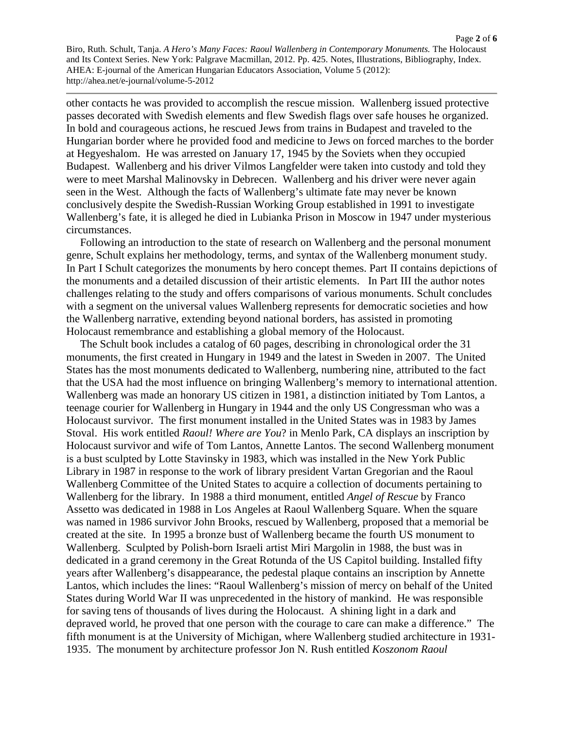other contacts he was provided to accomplish the rescue mission. Wallenberg issued protective passes decorated with Swedish elements and flew Swedish flags over safe houses he organized. In bold and courageous actions, he rescued Jews from trains in Budapest and traveled to the Hungarian border where he provided food and medicine to Jews on forced marches to the border at Hegyeshalom. He was arrested on January 17, 1945 by the Soviets when they occupied Budapest. Wallenberg and his driver Vilmos Langfelder were taken into custody and told they were to meet Marshal Malinovsky in Debrecen. Wallenberg and his driver were never again seen in the West. Although the facts of Wallenberg's ultimate fate may never be known conclusively despite the Swedish-Russian Working Group established in 1991 to investigate Wallenberg's fate, it is alleged he died in Lubianka Prison in Moscow in 1947 under mysterious circumstances.

Following an introduction to the state of research on Wallenberg and the personal monument genre, Schult explains her methodology, terms, and syntax of the Wallenberg monument study. In Part I Schult categorizes the monuments by hero concept themes. Part II contains depictions of the monuments and a detailed discussion of their artistic elements. In Part III the author notes challenges relating to the study and offers comparisons of various monuments. Schult concludes with a segment on the universal values Wallenberg represents for democratic societies and how the Wallenberg narrative, extending beyond national borders, has assisted in promoting Holocaust remembrance and establishing a global memory of the Holocaust.

The Schult book includes a catalog of 60 pages, describing in chronological order the 31 monuments, the first created in Hungary in 1949 and the latest in Sweden in 2007. The United States has the most monuments dedicated to Wallenberg, numbering nine, attributed to the fact that the USA had the most influence on bringing Wallenberg's memory to international attention. Wallenberg was made an honorary US citizen in 1981, a distinction initiated by Tom Lantos, a teenage courier for Wallenberg in Hungary in 1944 and the only US Congressman who was a Holocaust survivor. The first monument installed in the United States was in 1983 by James Stoval. His work entitled *Raoul! Where are You*? in Menlo Park, CA displays an inscription by Holocaust survivor and wife of Tom Lantos, Annette Lantos. The second Wallenberg monument is a bust sculpted by Lotte Stavinsky in 1983, which was installed in the New York Public Library in 1987 in response to the work of library president Vartan Gregorian and the Raoul Wallenberg Committee of the United States to acquire a collection of documents pertaining to Wallenberg for the library. In 1988 a third monument, entitled *Angel of Rescue* by Franco Assetto was dedicated in 1988 in Los Angeles at Raoul Wallenberg Square. When the square was named in 1986 survivor John Brooks, rescued by Wallenberg, proposed that a memorial be created at the site. In 1995 a bronze bust of Wallenberg became the fourth US monument to Wallenberg. Sculpted by Polish-born Israeli artist Miri Margolin in 1988, the bust was in dedicated in a grand ceremony in the Great Rotunda of the US Capitol building. Installed fifty years after Wallenberg's disappearance, the pedestal plaque contains an inscription by Annette Lantos, which includes the lines: "Raoul Wallenberg's mission of mercy on behalf of the United States during World War II was unprecedented in the history of mankind. He was responsible for saving tens of thousands of lives during the Holocaust. A shining light in a dark and depraved world, he proved that one person with the courage to care can make a difference." The fifth monument is at the University of Michigan, where Wallenberg studied architecture in 1931-1935. The monument by architecture professor Jon N. Rush entitled *Koszonom Raoul*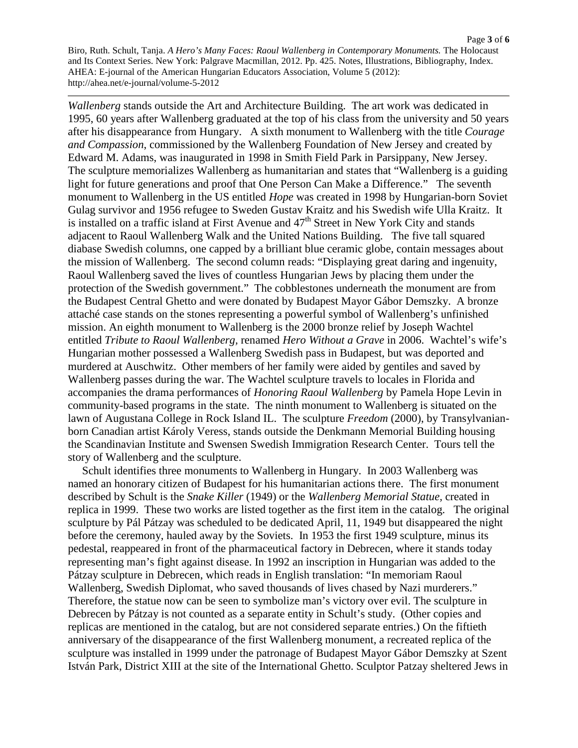*Wallenberg* stands outside the Art and Architecture Building. The art work was dedicated in 1995, 60 years after Wallenberg graduated at the top of his class from the university and 50 years after his disappearance from Hungary. A sixth monument to Wallenberg with the title *Courage and Compassion*, commissioned by the Wallenberg Foundation of New Jersey and created by Edward M. Adams, was inaugurated in 1998 in Smith Field Park in Parsippany, New Jersey. The sculpture memorializes Wallenberg as humanitarian and states that "Wallenberg is a guiding light for future generations and proof that One Person Can Make a Difference." The seventh monument to Wallenberg in the US entitled *Hope* was created in 1998 by Hungarian-born Soviet Gulag survivor and 1956 refugee to Sweden Gustav Kraitz and his Swedish wife Ulla Kraitz. It is installed on a traffic island at First Avenue and 47th Street in New York City and stands adjacent to Raoul Wallenberg Walk and the United Nations Building. The five tall squared diabase Swedish columns, one capped by a brilliant blue ceramic globe, contain messages about the mission of Wallenberg. The second column reads: "Displaying great daring and ingenuity, Raoul Wallenberg saved the lives of countless Hungarian Jews by placing them under the protection of the Swedish government." The cobblestones underneath the monument are from the Budapest Central Ghetto and were donated by Budapest Mayor Gábor Demszky. A bronze attaché case stands on the stones representing a powerful symbol of Wallenberg's unfinished mission. An eighth monument to Wallenberg is the 2000 bronze relief by Joseph Wachtel entitled *Tribute to Raoul Wallenberg*, renamed *Hero Without a Grave* in 2006. Wachtel's wife's Hungarian mother possessed a Wallenberg Swedish pass in Budapest, but was deported and murdered at Auschwitz. Other members of her family were aided by gentiles and saved by Wallenberg passes during the war. The Wachtel sculpture travels to locales in Florida and accompanies the drama performances of *Honoring Raoul Wallenberg* by Pamela Hope Levin in community-based programs in the state. The ninth monument to Wallenberg is situated on the lawn of Augustana College in Rock Island IL. The sculpture *Freedom* (2000), by Transylvanian-born Canadian artist Károly Veress, stands outside the Denkmann Memorial Building housing the Scandinavian Institute and Swensen Swedish Immigration Research Center. Tours tell the story of Wallenberg and the sculpture.

Schult identifies three monuments to Wallenberg in Hungary. In 2003 Wallenberg was named an honorary citizen of Budapest for his humanitarian actions there. The first monument described by Schult is the *Snake Killer* (1949) or the *Wallenberg Memorial Statue*, created in replica in 1999. These two works are listed together as the first item in the catalog. The original sculpture by Pál Pátzay was scheduled to be dedicated April, 11, 1949 but disappeared the night before the ceremony, hauled away by the Soviets. In 1953 the first 1949 sculpture, minus its pedestal, reappeared in front of the pharmaceutical factory in Debrecen, where it stands today representing man's fight against disease. In 1992 an inscription in Hungarian was added to the Pátzay sculpture in Debrecen, which reads in English translation: "In memoriam Raoul Wallenberg, Swedish Diplomat, who saved thousands of lives chased by Nazi murderers." Therefore, the statue now can be seen to symbolize man's victory over evil. The sculpture in Debrecen by Pátzay is not counted as a separate entity in Schult's study. (Other copies and replicas are mentioned in the catalog, but are not considered separate entries.) On the fiftieth anniversary of the disappearance of the first Wallenberg monument, a recreated replica of the sculpture was installed in 1999 under the patronage of Budapest Mayor Gábor Demszky at Szent István Park, District XIII at the site of the International Ghetto. Sculptor Patzay sheltered Jews in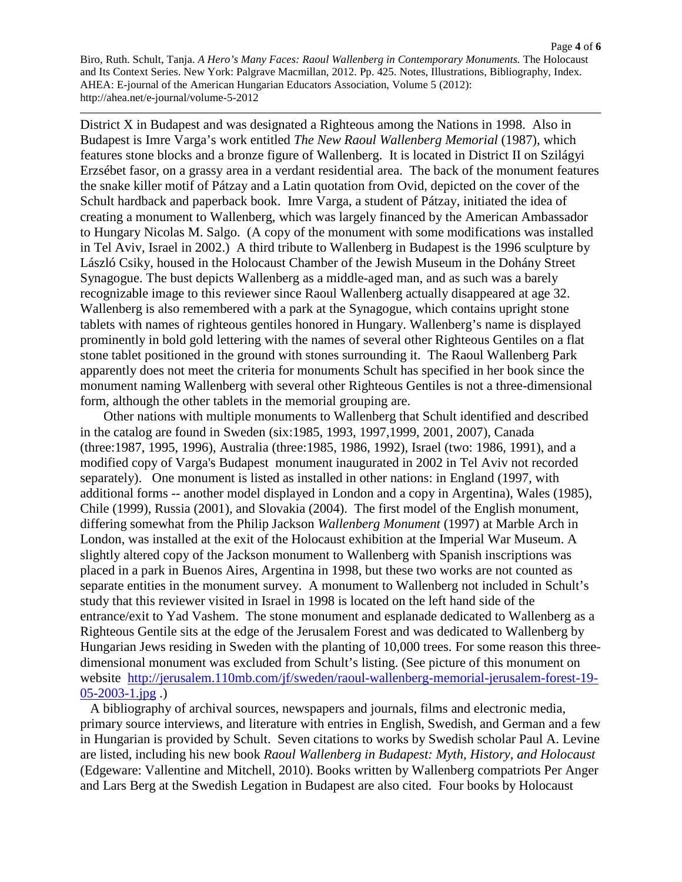District X in Budapest and was designated a Righteous among the Nations in 1998. Also in Budapest is Imre Varga's work entitled *The New Raoul Wallenberg Memorial* (1987), which features stone blocks and a bronze figure of Wallenberg. It is located in District II on Szilágyi Erzsébet fasor, on a grassy area in a verdant residential area. The back of the monument features the snake killer motif of Pátzay and a Latin quotation from Ovid, depicted on the cover of the Schult hardback and paperback book. Imre Varga, a student of Pátzay, initiated the idea of creating a monument to Wallenberg, which was largely financed by the American Ambassador to Hungary Nicolas M. Salgo. (A copy of the monument with some modifications was installed in Tel Aviv, Israel in 2002.) A third tribute to Wallenberg in Budapest is the 1996 sculpture by László Csiky, housed in the Holocaust Chamber of the Jewish Museum in the Dohány Street Synagogue. The bust depicts Wallenberg as a middle-aged man, and as such was a barely recognizable image to this reviewer since Raoul Wallenberg actually disappeared at age 32. Wallenberg is also remembered with a park at the Synagogue, which contains upright stone tablets with names of righteous gentiles honored in Hungary. Wallenberg's name is displayed prominently in bold gold lettering with the names of several other Righteous Gentiles on a flat stone tablet positioned in the ground with stones surrounding it. The Raoul Wallenberg Park apparently does not meet the criteria for monuments Schult has specified in her book since the monument naming Wallenberg with several other Righteous Gentiles is not a three-dimensional form, although the other tablets in the memorial grouping are.

Other nations with multiple monuments to Wallenberg that Schult identified and described in the catalog are found in Sweden (six:1985, 1993, 1997,1999, 2001, 2007), Canada (three:1987, 1995, 1996), Australia (three:1985, 1986, 1992), Israel (two: 1986, 1991), and a modified copy of Varga's Budapest monument inaugurated in 2002 in Tel Aviv not recorded separately). One monument is listed as installed in other nations: in England (1997, with additional forms -- another model displayed in London and a copy in Argentina), Wales (1985), Chile (1999), Russia (2001), and Slovakia (2004). The first model of the English monument, differing somewhat from the Philip Jackson *Wallenberg Monument* (1997) at Marble Arch in London, was installed at the exit of the Holocaust exhibition at the Imperial War Museum. A slightly altered copy of the Jackson monument to Wallenberg with Spanish inscriptions was placed in a park in Buenos Aires, Argentina in 1998, but these two works are not counted as separate entities in the monument survey. A monument to Wallenberg not included in Schult's study that this reviewer visited in Israel in 1998 is located on the left hand side of the entrance/exit to Yad Vashem. The stone monument and esplanade dedicated to Wallenberg as a Righteous Gentile sits at the edge of the Jerusalem Forest and was dedicated to Wallenberg by Hungarian Jews residing in Sweden with the planting of 10,000 trees. For some reason this three-dimensional monument was excluded from Schult's listing. (See picture of this monument on website [http://jerusalem.110mb.com/jf/sweden/raoul-wallenberg-memorial-jerusalem-forest-19-05-2003-1.jpg](http://jerusalem.110mb.com/jf/sweden/raoul-wallenberg-memorial-jerusalem-forest-19-05-2003-1.jpg) .)

A bibliography of archival sources, newspapers and journals, films and electronic media, primary source interviews, and literature with entries in English, Swedish, and German and a few in Hungarian is provided by Schult. Seven citations to works by Swedish scholar Paul A. Levine are listed, including his new book *Raoul Wallenberg in Budapest: Myth, History, and Holocaust* (Edgeware: Vallentine and Mitchell, 2010). Books written by Wallenberg compatriots Per Anger and Lars Berg at the Swedish Legation in Budapest are also cited. Four books by Holocaust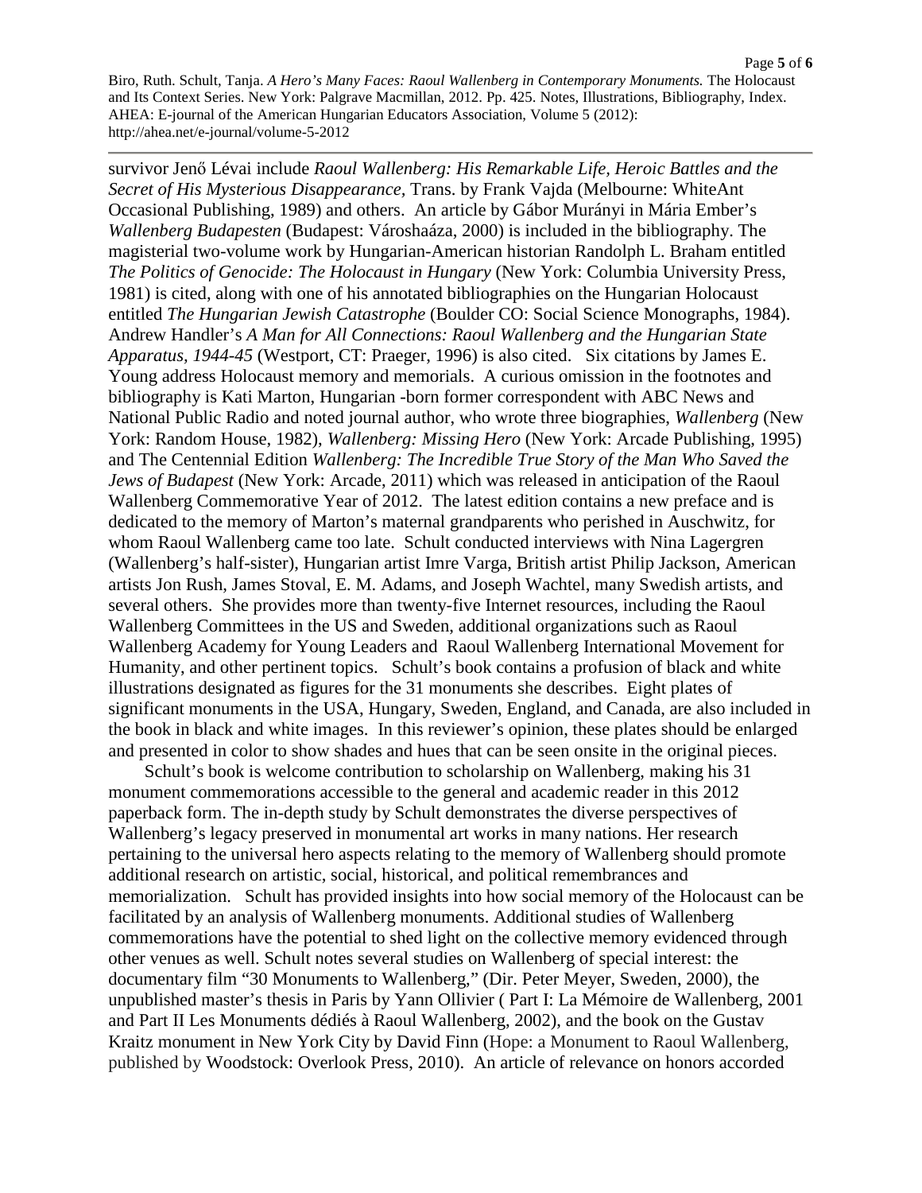survivor Jenő Lévai include *Raoul Wallenberg: His Remarkable Life, Heroic Battles and the Secret of His Mysterious Disappearance*, Trans. by Frank Vajda (Melbourne: WhiteAnt Occasional Publishing, 1989) and others. An article by Gábor Murányi in Mária Ember's *Wallenberg Budapesten* (Budapest: Városhaáza, 2000) is included in the bibliography. The magisterial two-volume work by Hungarian-American historian Randolph L. Braham entitled *The Politics of Genocide: The Holocaust in Hungary* (New York: Columbia University Press, 1981) is cited, along with one of his annotated bibliographies on the Hungarian Holocaust entitled *The Hungarian Jewish Catastrophe* (Boulder CO: Social Science Monographs, 1984). Andrew Handler's *A Man for All Connections: Raoul Wallenberg and the Hungarian State Apparatus, 1944-45* (Westport, CT: Praeger, 1996) is also cited. Six citations by James E. Young address Holocaust memory and memorials. A curious omission in the footnotes and bibliography is Kati Marton, Hungarian -born former correspondent with ABC News and National Public Radio and noted journal author, who wrote three biographies, *Wallenberg* (New York: Random House, 1982), *Wallenberg: Missing Hero* (New York: Arcade Publishing, 1995) and The Centennial Edition *Wallenberg: The Incredible True Story of the Man Who Saved the Jews of Budapest* (New York: Arcade, 2011) which was released in anticipation of the Raoul Wallenberg Commemorative Year of 2012. The latest edition contains a new preface and is dedicated to the memory of Marton's maternal grandparents who perished in Auschwitz, for whom Raoul Wallenberg came too late. Schult conducted interviews with Nina Lagergren (Wallenberg's half-sister), Hungarian artist Imre Varga, British artist Philip Jackson, American artists Jon Rush, James Stoval, E. M. Adams, and Joseph Wachtel, many Swedish artists, and several others. She provides more than twenty-five Internet resources, including the Raoul Wallenberg Committees in the US and Sweden, additional organizations such as Raoul Wallenberg Academy for Young Leaders and Raoul Wallenberg International Movement for Humanity, and other pertinent topics. Schult's book contains a profusion of black and white illustrations designated as figures for the 31 monuments she describes. Eight plates of significant monuments in the USA, Hungary, Sweden, England, and Canada, are also included in the book in black and white images. In this reviewer's opinion, these plates should be enlarged and presented in color to show shades and hues that can be seen onsite in the original pieces.

Schult's book is welcome contribution to scholarship on Wallenberg, making his 31 monument commemorations accessible to the general and academic reader in this 2012 paperback form. The in-depth study by Schult demonstrates the diverse perspectives of Wallenberg's legacy preserved in monumental art works in many nations. Her research pertaining to the universal hero aspects relating to the memory of Wallenberg should promote additional research on artistic, social, historical, and political remembrances and memorialization. Schult has provided insights into how social memory of the Holocaust can be facilitated by an analysis of Wallenberg monuments. Additional studies of Wallenberg commemorations have the potential to shed light on the collective memory evidenced through other venues as well. Schult notes several studies on Wallenberg of special interest: the documentary film "30 Monuments to Wallenberg," (Dir. Peter Meyer, Sweden, 2000), the unpublished master's thesis in Paris by Yann Ollivier ( Part I: La Mémoire de Wallenberg, 2001 and Part II Les Monuments dédiés à Raoul Wallenberg, 2002), and the book on the Gustav Kraitz monument in New York City by David Finn (Hope: a Monument to Raoul Wallenberg, published by Woodstock: Overlook Press, 2010). An article of relevance on honors accorded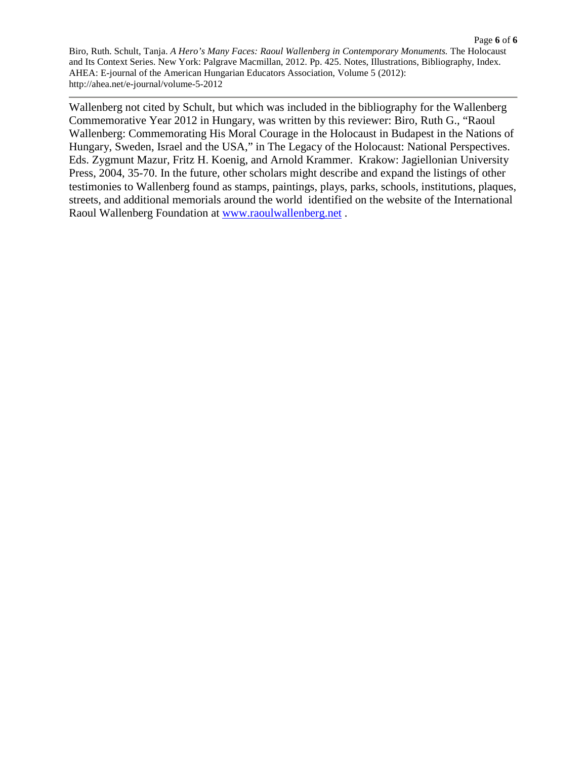Wallenberg not cited by Schult, but which was included in the bibliography for the Wallenberg Commemorative Year 2012 in Hungary, was written by this reviewer: Biro, Ruth G., "Raoul Wallenberg: Commemorating His Moral Courage in the Holocaust in Budapest in the Nations of Hungary, Sweden, Israel and the USA," in The Legacy of the Holocaust: National Perspectives. Eds. Zygmunt Mazur, Fritz H. Koenig, and Arnold Krammer. Krakow: Jagiellonian University Press, 2004, 35-70. In the future, other scholars might describe and expand the listings of other testimonies to Wallenberg found as stamps, paintings, plays, parks, schools, institutions, plaques, streets, and additional memorials around the world identified on the website of the International Raoul Wallenberg Foundation at [www.raoulwallenberg.net](http://www.raoulwallenberg.net) .